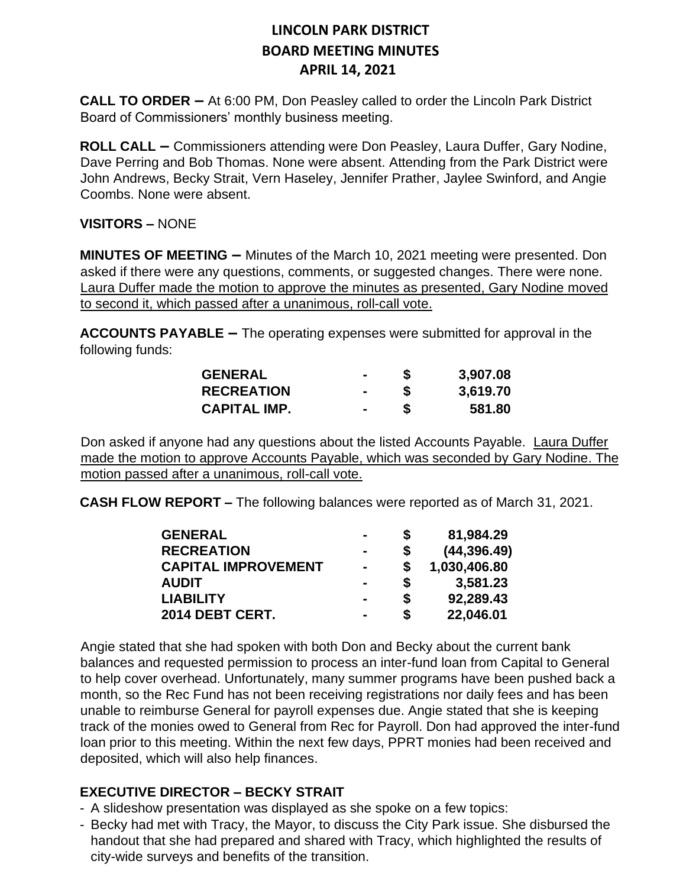# LINCOLN PARK DISTRICT
# BOARD MEETING MINUTES
# APRIL 14, 2021

**CALL TO ORDER –** At 6:00 PM, Don Peasley called to order the Lincoln Park District Board of Commissioners' monthly business meeting.

**ROLL CALL –** Commissioners attending were Don Peasley, Laura Duffer, Gary Nodine, Dave Perring and Bob Thomas. None were absent. Attending from the Park District were John Andrews, Becky Strait, Vern Haseley, Jennifer Prather, Jaylee Swinford, and Angie Coombs. None were absent.

**VISITORS –** NONE

**MINUTES OF MEETING –** Minutes of the March 10, 2021 meeting were presented. Don asked if there were any questions, comments, or suggested changes. There were none. Laura Duffer made the motion to approve the minutes as presented, Gary Nodine moved to second it, which passed after a unanimous, roll-call vote.

**ACCOUNTS PAYABLE –** The operating expenses were submitted for approval in the following funds:

| | | | |
|---|---|---|---|
| **GENERAL** | **-** | **$** | **3,907.08** |
| **RECREATION** | **-** | **$** | **3,619.70** |
| **CAPITAL IMP.** | **-** | **$** | **581.80** |

Don asked if anyone had any questions about the listed Accounts Payable. Laura Duffer made the motion to approve Accounts Payable, which was seconded by Gary Nodine. The motion passed after a unanimous, roll-call vote.

**CASH FLOW REPORT –** The following balances were reported as of March 31, 2021.

| | | | |
|---|---|---|---|
| **GENERAL** | **-** | **$** | **81,984.29** |
| **RECREATION** | **-** | **$** | **(44,396.49)** |
| **CAPITAL IMPROVEMENT** | **-** | **$** | **1,030,406.80** |
| **AUDIT** | **-** | **$** | **3,581.23** |
| **LIABILITY** | **-** | **$** | **92,289.43** |
| **2014 DEBT CERT.** | **-** | **$** | **22,046.01** |

Angie stated that she had spoken with both Don and Becky about the current bank balances and requested permission to process an inter-fund loan from Capital to General to help cover overhead. Unfortunately, many summer programs have been pushed back a month, so the Rec Fund has not been receiving registrations nor daily fees and has been unable to reimburse General for payroll expenses due. Angie stated that she is keeping track of the monies owed to General from Rec for Payroll. Don had approved the inter-fund loan prior to this meeting. Within the next few days, PPRT monies had been received and deposited, which will also help finances.

## EXECUTIVE DIRECTOR – BECKY STRAIT

- A slideshow presentation was displayed as she spoke on a few topics:
- Becky had met with Tracy, the Mayor, to discuss the City Park issue. She disbursed the handout that she had prepared and shared with Tracy, which highlighted the results of city-wide surveys and benefits of the transition.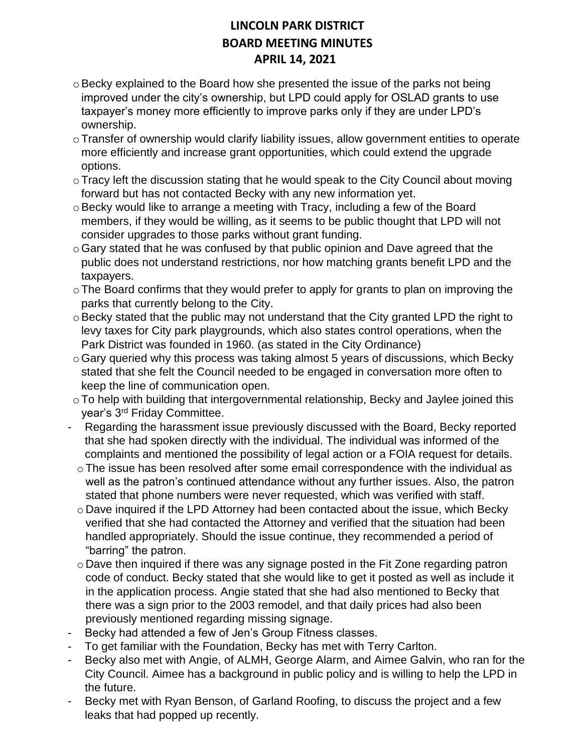- Becky explained to the Board how she presented the issue of the parks not being improved under the city's ownership, but LPD could apply for OSLAD grants to use taxpayer's money more efficiently to improve parks only if they are under LPD's ownership.
  - Transfer of ownership would clarify liability issues, allow government entities to operate more efficiently and increase grant opportunities, which could extend the upgrade options.
  - Tracy left the discussion stating that he would speak to the City Council about moving forward but has not contacted Becky with any new information yet.
  - Becky would like to arrange a meeting with Tracy, including a few of the Board members, if they would be willing, as it seems to be public thought that LPD will not consider upgrades to those parks without grant funding.
  - Gary stated that he was confused by that public opinion and Dave agreed that the public does not understand restrictions, nor how matching grants benefit LPD and the taxpayers.
  - The Board confirms that they would prefer to apply for grants to plan on improving the parks that currently belong to the City.
  - Becky stated that the public may not understand that the City granted LPD the right to levy taxes for City park playgrounds, which also states control operations, when the Park District was founded in 1960. (as stated in the City Ordinance)
  - Gary queried why this process was taking almost 5 years of discussions, which Becky stated that she felt the Council needed to be engaged in conversation more often to keep the line of communication open.
  - To help with building that intergovernmental relationship, Becky and Jaylee joined this year's 3rd Friday Committee.
- Regarding the harassment issue previously discussed with the Board, Becky reported that she had spoken directly with the individual. The individual was informed of the complaints and mentioned the possibility of legal action or a FOIA request for details.
  - The issue has been resolved after some email correspondence with the individual as well as the patron's continued attendance without any further issues. Also, the patron stated that phone numbers were never requested, which was verified with staff.
  - Dave inquired if the LPD Attorney had been contacted about the issue, which Becky verified that she had contacted the Attorney and verified that the situation had been handled appropriately. Should the issue continue, they recommended a period of "barring" the patron.
  - Dave then inquired if there was any signage posted in the Fit Zone regarding patron code of conduct. Becky stated that she would like to get it posted as well as include it in the application process. Angie stated that she had also mentioned to Becky that there was a sign prior to the 2003 remodel, and that daily prices had also been previously mentioned regarding missing signage.
- Becky had attended a few of Jen's Group Fitness classes.
- To get familiar with the Foundation, Becky has met with Terry Carlton.
- Becky also met with Angie, of ALMH, George Alarm, and Aimee Galvin, who ran for the City Council. Aimee has a background in public policy and is willing to help the LPD in the future.
- Becky met with Ryan Benson, of Garland Roofing, to discuss the project and a few leaks that had popped up recently.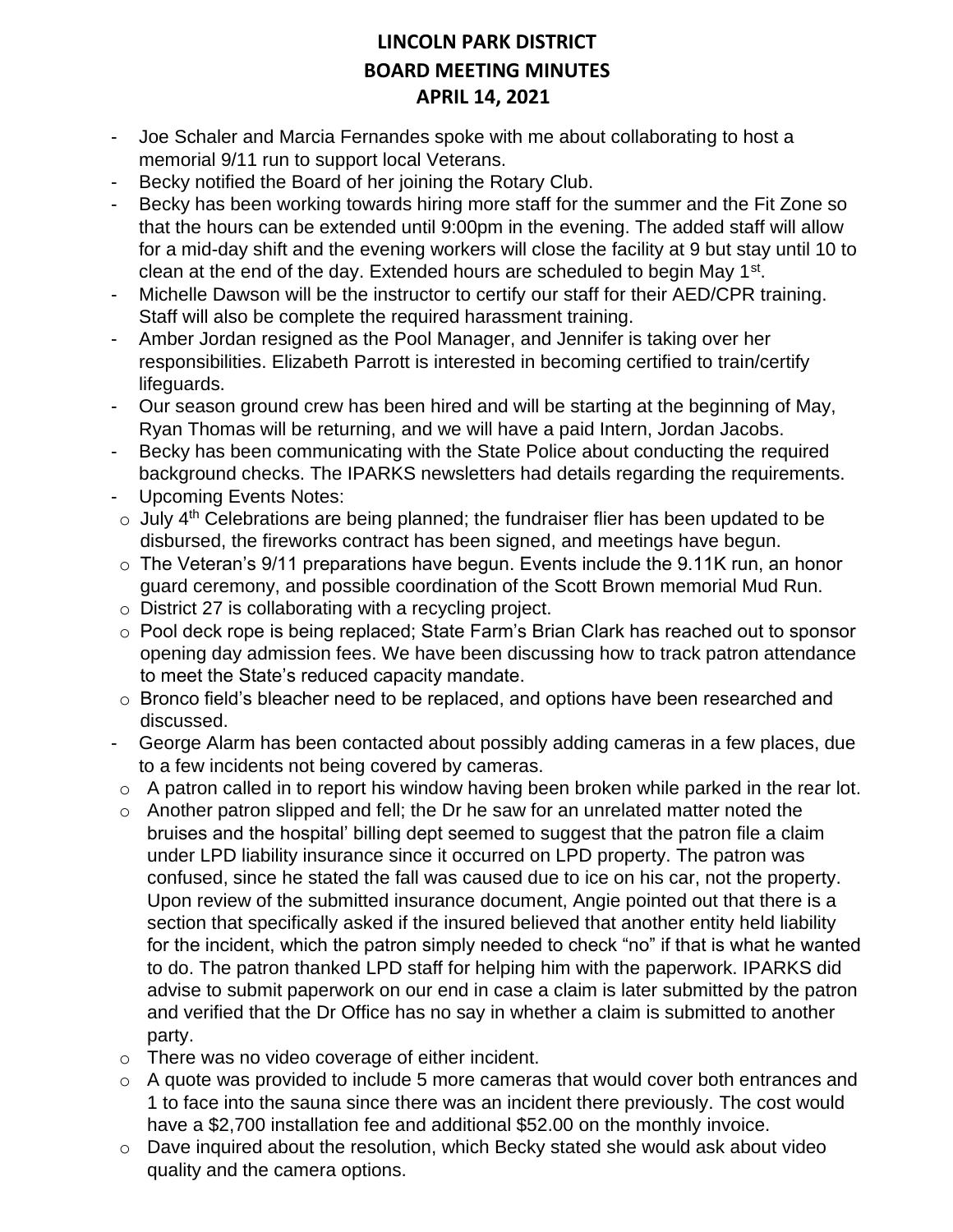**LINCOLN PARK DISTRICT**
**BOARD MEETING MINUTES**
**APRIL 14, 2021**

- Joe Schaler and Marcia Fernandes spoke with me about collaborating to host a memorial 9/11 run to support local Veterans.
- Becky notified the Board of her joining the Rotary Club.
- Becky has been working towards hiring more staff for the summer and the Fit Zone so that the hours can be extended until 9:00pm in the evening. The added staff will allow for a mid-day shift and the evening workers will close the facility at 9 but stay until 10 to clean at the end of the day. Extended hours are scheduled to begin May 1st.
- Michelle Dawson will be the instructor to certify our staff for their AED/CPR training. Staff will also be complete the required harassment training.
- Amber Jordan resigned as the Pool Manager, and Jennifer is taking over her responsibilities. Elizabeth Parrott is interested in becoming certified to train/certify lifeguards.
- Our season ground crew has been hired and will be starting at the beginning of May, Ryan Thomas will be returning, and we will have a paid Intern, Jordan Jacobs.
- Becky has been communicating with the State Police about conducting the required background checks. The IPARKS newsletters had details regarding the requirements.
- Upcoming Events Notes:
  - July 4th Celebrations are being planned; the fundraiser flier has been updated to be disbursed, the fireworks contract has been signed, and meetings have begun.
  - The Veteran's 9/11 preparations have begun. Events include the 9.11K run, an honor guard ceremony, and possible coordination of the Scott Brown memorial Mud Run.
  - District 27 is collaborating with a recycling project.
  - Pool deck rope is being replaced; State Farm's Brian Clark has reached out to sponsor opening day admission fees. We have been discussing how to track patron attendance to meet the State's reduced capacity mandate.
  - Bronco field's bleacher need to be replaced, and options have been researched and discussed.
- George Alarm has been contacted about possibly adding cameras in a few places, due to a few incidents not being covered by cameras.
  - A patron called in to report his window having been broken while parked in the rear lot.
  - Another patron slipped and fell; the Dr he saw for an unrelated matter noted the bruises and the hospital' billing dept seemed to suggest that the patron file a claim under LPD liability insurance since it occurred on LPD property. The patron was confused, since he stated the fall was caused due to ice on his car, not the property. Upon review of the submitted insurance document, Angie pointed out that there is a section that specifically asked if the insured believed that another entity held liability for the incident, which the patron simply needed to check "no" if that is what he wanted to do. The patron thanked LPD staff for helping him with the paperwork. IPARKS did advise to submit paperwork on our end in case a claim is later submitted by the patron and verified that the Dr Office has no say in whether a claim is submitted to another party.
  - There was no video coverage of either incident.
  - A quote was provided to include 5 more cameras that would cover both entrances and 1 to face into the sauna since there was an incident there previously. The cost would have a $2,700 installation fee and additional $52.00 on the monthly invoice.
  - Dave inquired about the resolution, which Becky stated she would ask about video quality and the camera options.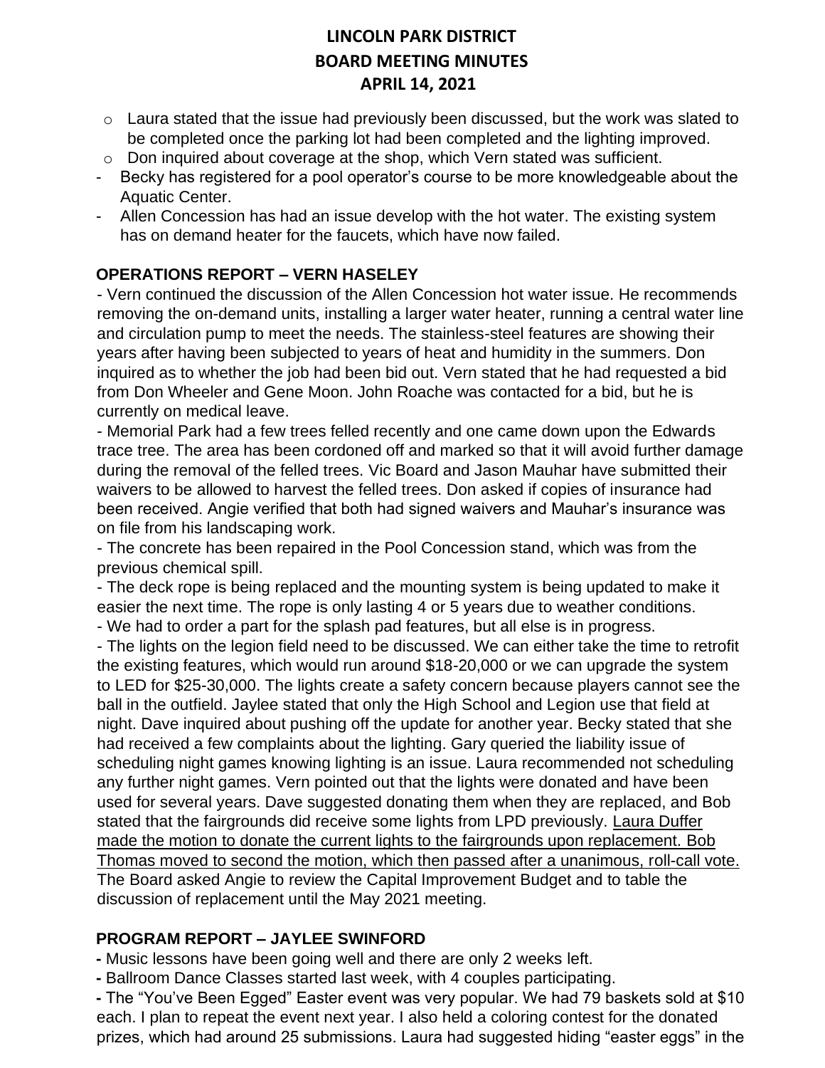- Laura stated that the issue had previously been discussed, but the work was slated to be completed once the parking lot had been completed and the lighting improved.
    - Don inquired about coverage at the shop, which Vern stated was sufficient.
- Becky has registered for a pool operator's course to be more knowledgeable about the Aquatic Center.
- Allen Concession has had an issue develop with the hot water. The existing system has on demand heater for the faucets, which have now failed.

## OPERATIONS REPORT – VERN HASELEY

- Vern continued the discussion of the Allen Concession hot water issue. He recommends removing the on-demand units, installing a larger water heater, running a central water line and circulation pump to meet the needs. The stainless-steel features are showing their years after having been subjected to years of heat and humidity in the summers. Don inquired as to whether the job had been bid out. Vern stated that he had requested a bid from Don Wheeler and Gene Moon. John Roache was contacted for a bid, but he is currently on medical leave.

- Memorial Park had a few trees felled recently and one came down upon the Edwards trace tree. The area has been cordoned off and marked so that it will avoid further damage during the removal of the felled trees. Vic Board and Jason Mauhar have submitted their waivers to be allowed to harvest the felled trees. Don asked if copies of insurance had been received. Angie verified that both had signed waivers and Mauhar's insurance was on file from his landscaping work.

- The concrete has been repaired in the Pool Concession stand, which was from the previous chemical spill.

- The deck rope is being replaced and the mounting system is being updated to make it easier the next time. The rope is only lasting 4 or 5 years due to weather conditions.

- We had to order a part for the splash pad features, but all else is in progress.

- The lights on the legion field need to be discussed. We can either take the time to retrofit the existing features, which would run around $18-20,000 or we can upgrade the system to LED for $25-30,000. The lights create a safety concern because players cannot see the ball in the outfield. Jaylee stated that only the High School and Legion use that field at night. Dave inquired about pushing off the update for another year. Becky stated that she had received a few complaints about the lighting. Gary queried the liability issue of scheduling night games knowing lighting is an issue. Laura recommended not scheduling any further night games. Vern pointed out that the lights were donated and have been used for several years. Dave suggested donating them when they are replaced, and Bob stated that the fairgrounds did receive some lights from LPD previously. <u>Laura Duffer made the motion to donate the current lights to the fairgrounds upon replacement. Bob Thomas moved to second the motion, which then passed after a unanimous, roll-call vote.</u> The Board asked Angie to review the Capital Improvement Budget and to table the discussion of replacement until the May 2021 meeting.

## PROGRAM REPORT – JAYLEE SWINFORD

- Music lessons have been going well and there are only 2 weeks left.

- Ballroom Dance Classes started last week, with 4 couples participating.

- The "You've Been Egged" Easter event was very popular. We had 79 baskets sold at $10 each. I plan to repeat the event next year. I also held a coloring contest for the donated prizes, which had around 25 submissions. Laura had suggested hiding "easter eggs" in the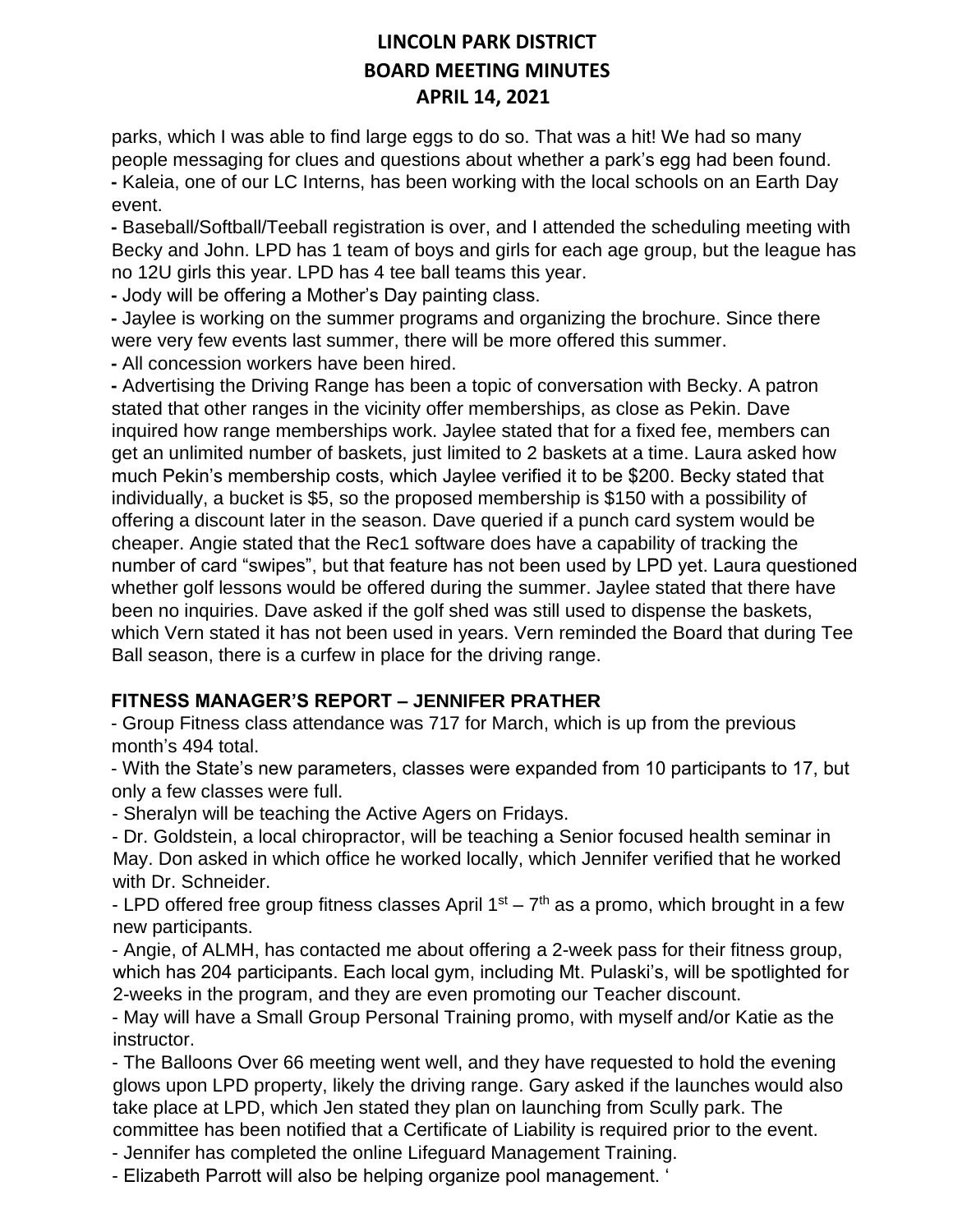parks, which I was able to find large eggs to do so. That was a hit! We had so many people messaging for clues and questions about whether a park's egg had been found.

- Kaleia, one of our LC Interns, has been working with the local schools on an Earth Day event.
- Baseball/Softball/Teeball registration is over, and I attended the scheduling meeting with Becky and John. LPD has 1 team of boys and girls for each age group, but the league has no 12U girls this year. LPD has 4 tee ball teams this year.
- Jody will be offering a Mother's Day painting class.
- Jaylee is working on the summer programs and organizing the brochure. Since there were very few events last summer, there will be more offered this summer.
- All concession workers have been hired.
- Advertising the Driving Range has been a topic of conversation with Becky. A patron stated that other ranges in the vicinity offer memberships, as close as Pekin. Dave inquired how range memberships work. Jaylee stated that for a fixed fee, members can get an unlimited number of baskets, just limited to 2 baskets at a time. Laura asked how much Pekin's membership costs, which Jaylee verified it to be $200. Becky stated that individually, a bucket is $5, so the proposed membership is $150 with a possibility of offering a discount later in the season. Dave queried if a punch card system would be cheaper. Angie stated that the Rec1 software does have a capability of tracking the number of card "swipes", but that feature has not been used by LPD yet. Laura questioned whether golf lessons would be offered during the summer. Jaylee stated that there have been no inquiries. Dave asked if the golf shed was still used to dispense the baskets, which Vern stated it has not been used in years. Vern reminded the Board that during Tee Ball season, there is a curfew in place for the driving range.

## FITNESS MANAGER'S REPORT – JENNIFER PRATHER

- Group Fitness class attendance was 717 for March, which is up from the previous month's 494 total.
- With the State's new parameters, classes were expanded from 10 participants to 17, but only a few classes were full.
- Sheralyn will be teaching the Active Agers on Fridays.
- Dr. Goldstein, a local chiropractor, will be teaching a Senior focused health seminar in May. Don asked in which office he worked locally, which Jennifer verified that he worked with Dr. Schneider.
- LPD offered free group fitness classes April 1st – 7th as a promo, which brought in a few new participants.
- Angie, of ALMH, has contacted me about offering a 2-week pass for their fitness group, which has 204 participants. Each local gym, including Mt. Pulaski's, will be spotlighted for 2-weeks in the program, and they are even promoting our Teacher discount.
- May will have a Small Group Personal Training promo, with myself and/or Katie as the instructor.
- The Balloons Over 66 meeting went well, and they have requested to hold the evening glows upon LPD property, likely the driving range. Gary asked if the launches would also take place at LPD, which Jen stated they plan on launching from Scully park. The committee has been notified that a Certificate of Liability is required prior to the event.
- Jennifer has completed the online Lifeguard Management Training.
- Elizabeth Parrott will also be helping organize pool management. '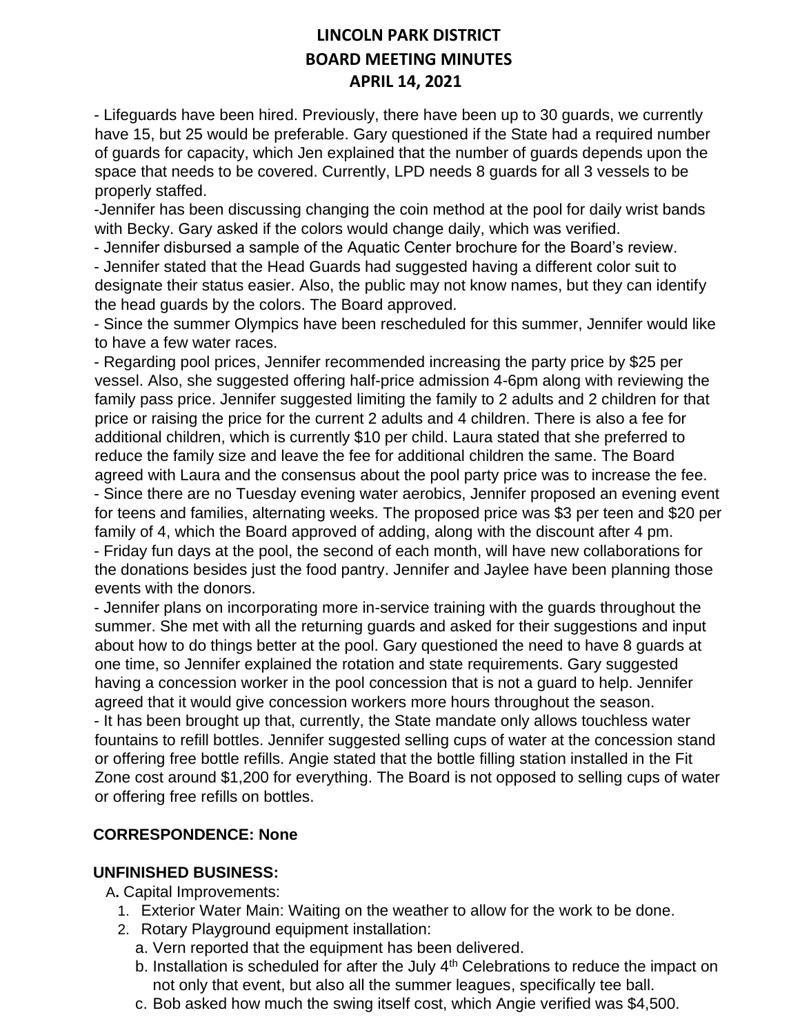# LINCOLN PARK DISTRICT
# BOARD MEETING MINUTES
# APRIL 14, 2021

- Lifeguards have been hired. Previously, there have been up to 30 guards, we currently have 15, but 25 would be preferable. Gary questioned if the State had a required number of guards for capacity, which Jen explained that the number of guards depends upon the space that needs to be covered. Currently, LPD needs 8 guards for all 3 vessels to be properly staffed.
- Jennifer has been discussing changing the coin method at the pool for daily wrist bands with Becky. Gary asked if the colors would change daily, which was verified.
- Jennifer disbursed a sample of the Aquatic Center brochure for the Board's review.
- Jennifer stated that the Head Guards had suggested having a different color suit to designate their status easier. Also, the public may not know names, but they can identify the head guards by the colors. The Board approved.
- Since the summer Olympics have been rescheduled for this summer, Jennifer would like to have a few water races.
- Regarding pool prices, Jennifer recommended increasing the party price by $25 per vessel. Also, she suggested offering half-price admission 4-6pm along with reviewing the family pass price. Jennifer suggested limiting the family to 2 adults and 2 children for that price or raising the price for the current 2 adults and 4 children. There is also a fee for additional children, which is currently $10 per child. Laura stated that she preferred to reduce the family size and leave the fee for additional children the same. The Board agreed with Laura and the consensus about the pool party price was to increase the fee.
- Since there are no Tuesday evening water aerobics, Jennifer proposed an evening event for teens and families, alternating weeks. The proposed price was $3 per teen and $20 per family of 4, which the Board approved of adding, along with the discount after 4 pm.
- Friday fun days at the pool, the second of each month, will have new collaborations for the donations besides just the food pantry. Jennifer and Jaylee have been planning those events with the donors.
- Jennifer plans on incorporating more in-service training with the guards throughout the summer. She met with all the returning guards and asked for their suggestions and input about how to do things better at the pool. Gary questioned the need to have 8 guards at one time, so Jennifer explained the rotation and state requirements. Gary suggested having a concession worker in the pool concession that is not a guard to help. Jennifer agreed that it would give concession workers more hours throughout the season.
- It has been brought up that, currently, the State mandate only allows touchless water fountains to refill bottles. Jennifer suggested selling cups of water at the concession stand or offering free bottle refills. Angie stated that the bottle filling station installed in the Fit Zone cost around $1,200 for everything. The Board is not opposed to selling cups of water or offering free refills on bottles.

**CORRESPONDENCE: None**

**UNFINISHED BUSINESS:**

A**.** Capital Improvements:

1. Exterior Water Main: Waiting on the weather to allow for the work to be done.
2. Rotary Playground equipment installation:
   a. Vern reported that the equipment has been delivered.
   b. Installation is scheduled for after the July 4th Celebrations to reduce the impact on not only that event, but also all the summer leagues, specifically tee ball.
   c. Bob asked how much the swing itself cost, which Angie verified was $4,500.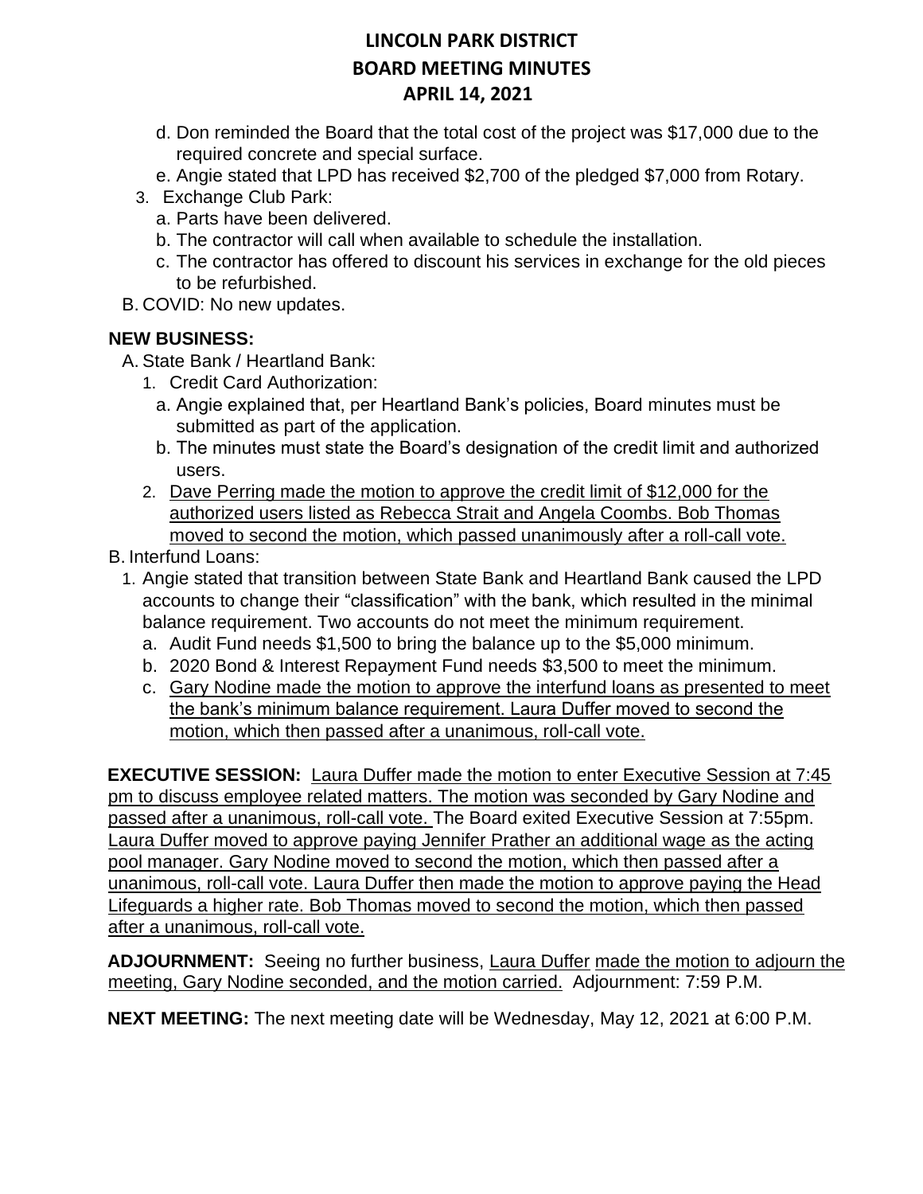# LINCOLN PARK DISTRICT
# BOARD MEETING MINUTES
# APRIL 14, 2021

   d. Don reminded the Board that the total cost of the project was $17,000 due to the required concrete and special surface.
   e. Angie stated that LPD has received $2,700 of the pledged $7,000 from Rotary.

3. Exchange Club Park:
   a. Parts have been delivered.
   b. The contractor will call when available to schedule the installation.
   c. The contractor has offered to discount his services in exchange for the old pieces to be refurbished.

B. COVID: No new updates.

**NEW BUSINESS:**

A. State Bank / Heartland Bank:
   1. Credit Card Authorization:
      a. Angie explained that, per Heartland Bank's policies, Board minutes must be submitted as part of the application.
      b. The minutes must state the Board's designation of the credit limit and authorized users.
   2. Dave Perring made the motion to approve the credit limit of $12,000 for the authorized users listed as Rebecca Strait and Angela Coombs. Bob Thomas moved to second the motion, which passed unanimously after a roll-call vote.

B. Interfund Loans:
   1. Angie stated that transition between State Bank and Heartland Bank caused the LPD accounts to change their "classification" with the bank, which resulted in the minimal balance requirement. Two accounts do not meet the minimum requirement.
      a. Audit Fund needs $1,500 to bring the balance up to the $5,000 minimum.
      b. 2020 Bond & Interest Repayment Fund needs $3,500 to meet the minimum.
      c. Gary Nodine made the motion to approve the interfund loans as presented to meet the bank's minimum balance requirement. Laura Duffer moved to second the motion, which then passed after a unanimous, roll-call vote.

**EXECUTIVE SESSION:** Laura Duffer made the motion to enter Executive Session at 7:45 pm to discuss employee related matters. The motion was seconded by Gary Nodine and passed after a unanimous, roll-call vote. The Board exited Executive Session at 7:55pm. Laura Duffer moved to approve paying Jennifer Prather an additional wage as the acting pool manager. Gary Nodine moved to second the motion, which then passed after a unanimous, roll-call vote. Laura Duffer then made the motion to approve paying the Head Lifeguards a higher rate. Bob Thomas moved to second the motion, which then passed after a unanimous, roll-call vote.

**ADJOURNMENT:** Seeing no further business, Laura Duffer made the motion to adjourn the meeting, Gary Nodine seconded, and the motion carried. Adjournment: 7:59 P.M.

**NEXT MEETING:** The next meeting date will be Wednesday, May 12, 2021 at 6:00 P.M.